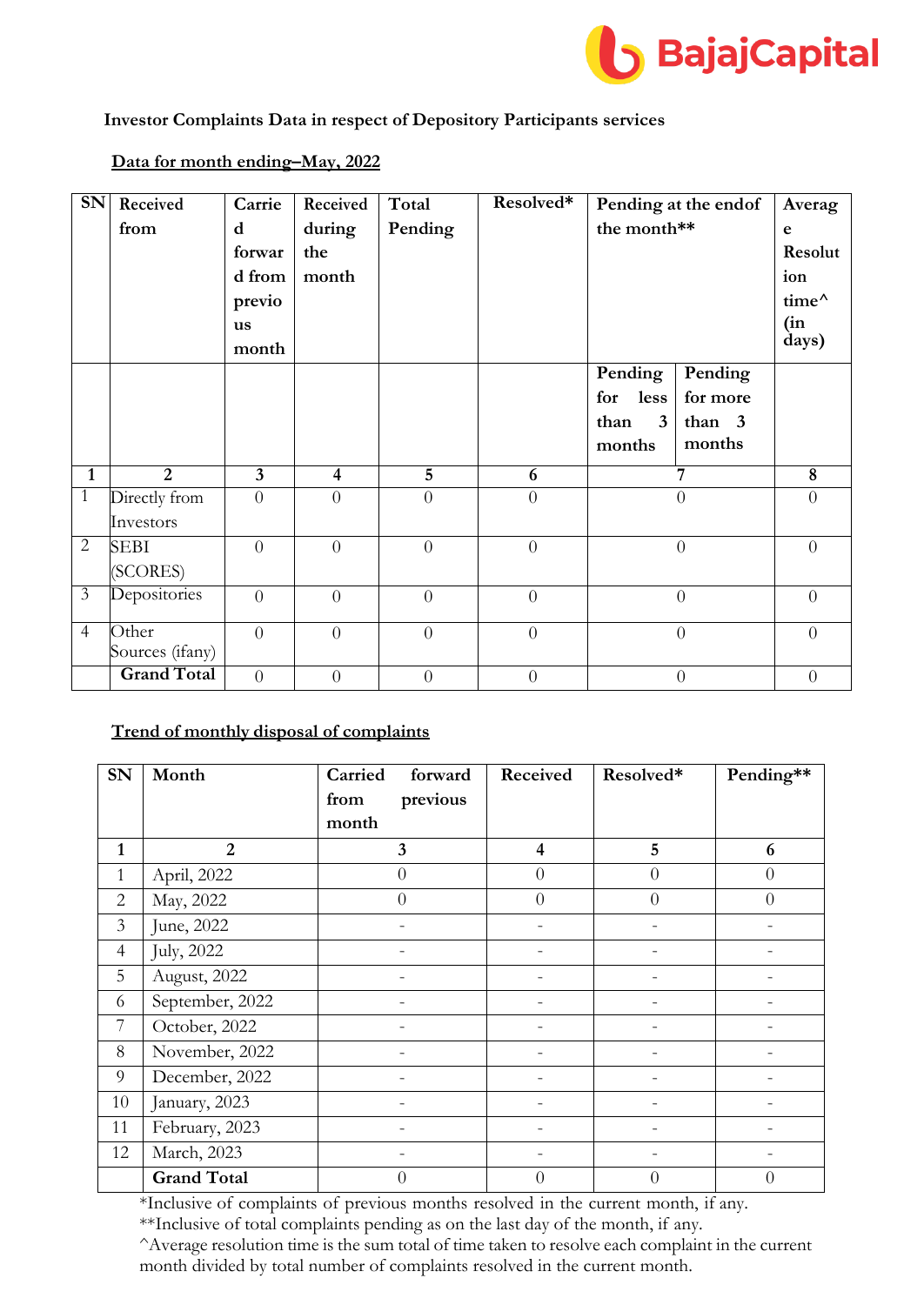### Investor Complaints Data in respect of Depository Participants services

**Data for month ending–May, 2022**

| SN | Received from | Carried forward from previous month | Received during the month | Total Pending | Resolved* | Pending at the endof the month** | | Average Resolution time^ (in days) |
|---|---|---|---|---|---|---|---|---|
| | | | | | | Pending for less than 3 months | Pending for more than 3 months | |
| 1 | 2 | 3 | 4 | 5 | 6 | 7 | | 8 |
| 1 | Directly from Investors | 0 | 0 | 0 | 0 | 0 | | 0 |
| 2 | SEBI (SCORES) | 0 | 0 | 0 | 0 | 0 | | 0 |
| 3 | Depositories | 0 | 0 | 0 | 0 | 0 | | 0 |
| 4 | Other Sources (ifany) | 0 | 0 | 0 | 0 | 0 | | 0 |
| | **Grand Total** | 0 | 0 | 0 | 0 | 0 | | 0 |

**Trend of monthly disposal of complaints**

| SN | Month | Carried forward from previous month | Received | Resolved* | Pending** |
|---|---|---|---|---|---|
| 1 | 2 | 3 | 4 | 5 | 6 |
| 1 | April, 2022 | 0 | 0 | 0 | 0 |
| 2 | May, 2022 | 0 | 0 | 0 | 0 |
| 3 | June, 2022 | - | - | - | - |
| 4 | July, 2022 | - | - | - | - |
| 5 | August, 2022 | - | - | - | - |
| 6 | September, 2022 | - | - | - | - |
| 7 | October, 2022 | - | - | - | - |
| 8 | November, 2022 | - | - | - | - |
| 9 | December, 2022 | - | - | - | - |
| 10 | January, 2023 | - | - | - | - |
| 11 | February, 2023 | - | - | - | - |
| 12 | March, 2023 | - | - | - | - |
| | **Grand Total** | 0 | 0 | 0 | 0 |

*Inclusive of complaints of previous months resolved in the current month, if any.

**Inclusive of total complaints pending as on the last day of the month, if any.

^Average resolution time is the sum total of time taken to resolve each complaint in the current month divided by total number of complaints resolved in the current month.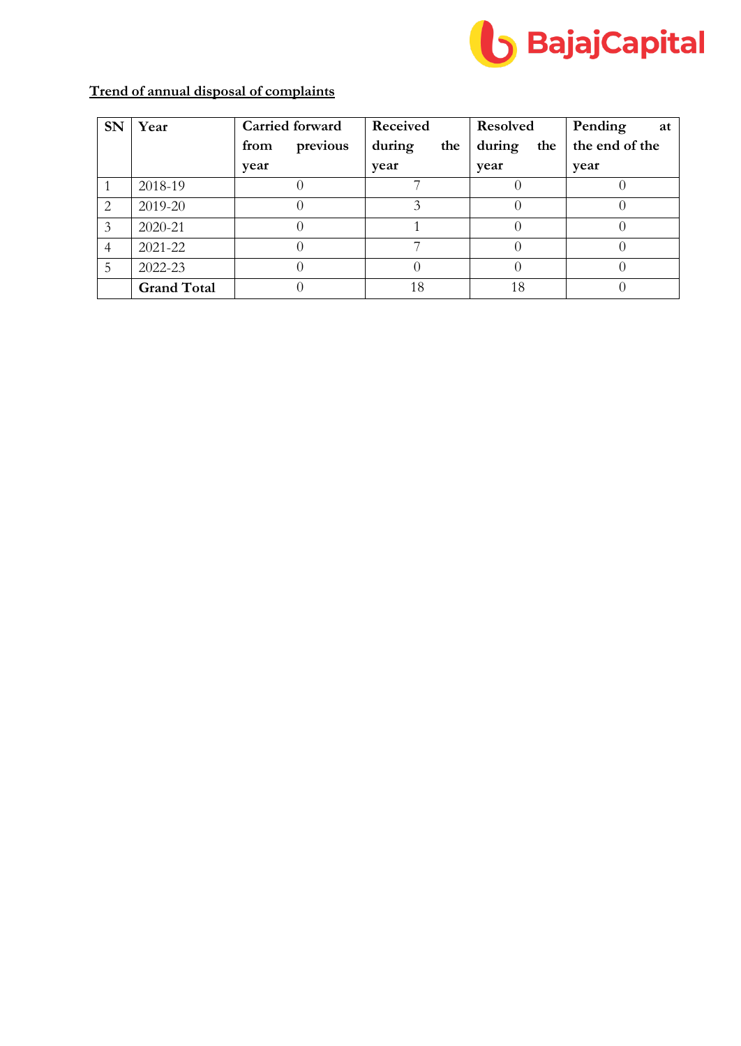**Trend of annual disposal of complaints**

| SN | Year | Carried forward from previous year | Received during the year | Resolved during the year | Pending at the end of the year |
|---|---|---|---|---|---|
| 1 | 2018-19 | 0 | 7 | 0 | 0 |
| 2 | 2019-20 | 0 | 3 | 0 | 0 |
| 3 | 2020-21 | 0 | 1 | 0 | 0 |
| 4 | 2021-22 | 0 | 7 | 0 | 0 |
| 5 | 2022-23 | 0 | 0 | 0 | 0 |
| | **Grand Total** | 0 | 18 | 18 | 0 |